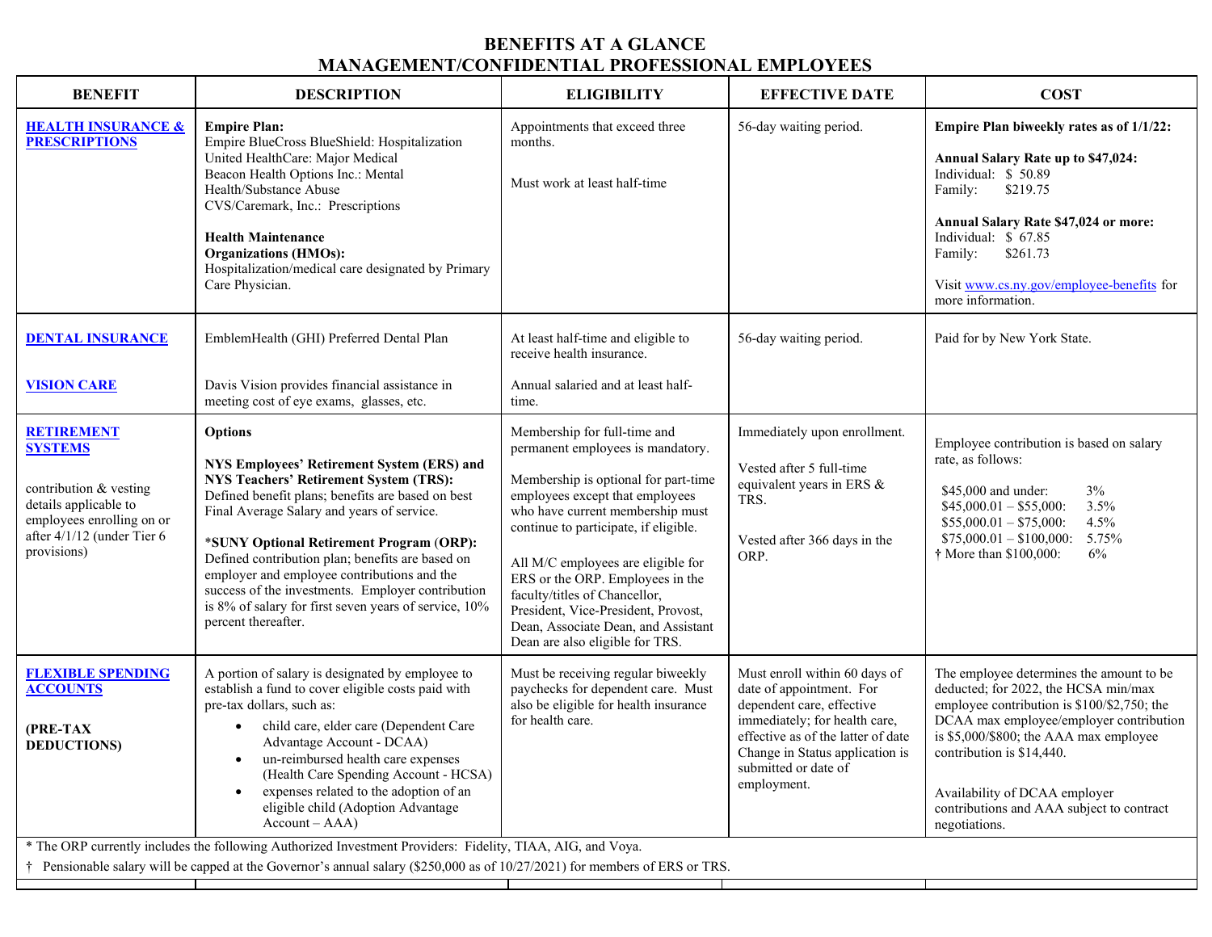# BENEFITS AT A GLANCE
# MANAGEMENT/CONFIDENTIAL PROFESSIONAL EMPLOYEES

| BENEFIT | DESCRIPTION | ELIGIBILITY | EFFECTIVE DATE | COST |
|---|---|---|---|---|
| **HEALTH INSURANCE & PRESCRIPTIONS** | **Empire Plan:**<br>Empire BlueCross BlueShield: Hospitalization<br>United HealthCare: Major Medical<br>Beacon Health Options Inc.: Mental Health/Substance Abuse<br>CVS/Caremark, Inc.: Prescriptions<br><br>**Health Maintenance Organizations (HMOs):**<br>Hospitalization/medical care designated by Primary Care Physician. | Appointments that exceed three months.<br><br>Must work at least half-time | 56-day waiting period. | **Empire Plan biweekly rates as of 1/1/22:**<br><br>**Annual Salary Rate up to $47,024:**<br>Individual: $ 50.89<br>Family: $219.75<br><br>**Annual Salary Rate $47,024 or more:**<br>Individual: $ 67.85<br>Family: $261.73<br><br>Visit www.cs.ny.gov/employee-benefits for more information. |
| **DENTAL INSURANCE** | EmblemHealth (GHI) Preferred Dental Plan | At least half-time and eligible to receive health insurance. | 56-day waiting period. | Paid for by New York State. |
| **VISION CARE** | Davis Vision provides financial assistance in meeting cost of eye exams, glasses, etc. | Annual salaried and at least half-time. | | |
| **RETIREMENT SYSTEMS**<br><br>contribution & vesting details applicable to employees enrolling on or after 4/1/12 (under Tier 6 provisions) | **Options**<br><br>**NYS Employees' Retirement System (ERS) and NYS Teachers' Retirement System (TRS):**<br>Defined benefit plans; benefits are based on best Final Average Salary and years of service.<br><br>***SUNY Optional Retirement Program (ORP):**<br>Defined contribution plan; benefits are based on employer and employee contributions and the success of the investments. Employer contribution is 8% of salary for first seven years of service, 10% percent thereafter. | Membership for full-time and permanent employees is mandatory.<br><br>Membership is optional for part-time employees except that employees who have current membership must continue to participate, if eligible.<br><br>All M/C employees are eligible for ERS or the ORP. Employees in the faculty/titles of Chancellor, President, Vice-President, Provost, Dean, Associate Dean, and Assistant Dean are also eligible for TRS. | Immediately upon enrollment.<br><br>Vested after 5 full-time equivalent years in ERS & TRS.<br><br>Vested after 366 days in the ORP. | Employee contribution is based on salary rate, as follows:<br><br>$45,000 and under: 3%<br>$45,000.01 – $55,000: 3.5%<br>$55,000.01 – $75,000: 4.5%<br>$75,000.01 – $100,000: 5.75%<br>† More than $100,000: 6% |
| **FLEXIBLE SPENDING ACCOUNTS**<br><br>**(PRE-TAX DEDUCTIONS)** | A portion of salary is designated by employee to establish a fund to cover eligible costs paid with pre-tax dollars, such as:<br>• child care, elder care (Dependent Care Advantage Account - DCAA)<br>• un-reimbursed health care expenses (Health Care Spending Account - HCSA)<br>• expenses related to the adoption of an eligible child (Adoption Advantage Account – AAA) | Must be receiving regular biweekly paychecks for dependent care. Must also be eligible for health insurance for health care. | Must enroll within 60 days of date of appointment. For dependent care, effective immediately; for health care, effective as of the latter of date Change in Status application is submitted or date of employment. | The employee determines the amount to be deducted; for 2022, the HCSA min/max employee contribution is $100/$2,750; the DCAA max employee/employer contribution is $5,000/$800; the AAA max employee contribution is $14,440.<br><br>Availability of DCAA employer contributions and AAA subject to contract negotiations. |

* The ORP currently includes the following Authorized Investment Providers: Fidelity, TIAA, AIG, and Voya.

† Pensionable salary will be capped at the Governor's annual salary ($250,000 as of 10/27/2021) for members of ERS or TRS.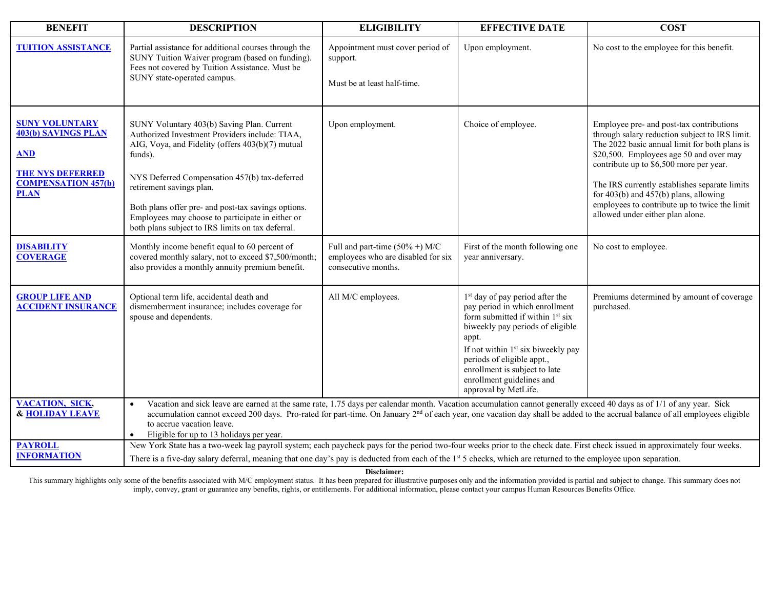| BENEFIT | DESCRIPTION | ELIGIBILITY | EFFECTIVE DATE | COST |
|---|---|---|---|---|
| **TUITION ASSISTANCE** | Partial assistance for additional courses through the SUNY Tuition Waiver program (based on funding). Fees not covered by Tuition Assistance. Must be SUNY state-operated campus. | Appointment must cover period of support.<br><br>Must be at least half-time. | Upon employment. | No cost to the employee for this benefit. |
| **SUNY VOLUNTARY 403(b) SAVINGS PLAN**<br><br>**AND**<br><br>**THE NYS DEFERRED COMPENSATION 457(b) PLAN** | SUNY Voluntary 403(b) Saving Plan. Current Authorized Investment Providers include: TIAA, AIG, Voya, and Fidelity (offers 403(b)(7) mutual funds).<br><br>NYS Deferred Compensation 457(b) tax-deferred retirement savings plan.<br><br>Both plans offer pre- and post-tax savings options. Employees may choose to participate in either or both plans subject to IRS limits on tax deferral. | Upon employment. | Choice of employee. | Employee pre- and post-tax contributions through salary reduction subject to IRS limit. The 2022 basic annual limit for both plans is $20,500. Employees age 50 and over may contribute up to $6,500 more per year.<br><br>The IRS currently establishes separate limits for 403(b) and 457(b) plans, allowing employees to contribute up to twice the limit allowed under either plan alone. |
| **DISABILITY COVERAGE** | Monthly income benefit equal to 60 percent of covered monthly salary, not to exceed $7,500/month; also provides a monthly annuity premium benefit. | Full and part-time (50% +) M/C employees who are disabled for six consecutive months. | First of the month following one year anniversary. | No cost to employee. |
| **GROUP LIFE AND ACCIDENT INSURANCE** | Optional term life, accidental death and dismemberment insurance; includes coverage for spouse and dependents. | All M/C employees. | 1st day of pay period after the pay period in which enrollment form submitted if within 1st six biweekly pay periods of eligible appt.<br><br>If not within 1st six biweekly pay periods of eligible appt., enrollment is subject to late enrollment guidelines and approval by MetLife. | Premiums determined by amount of coverage purchased. |
| **VACATION, SICK, & HOLIDAY LEAVE** | • Vacation and sick leave are earned at the same rate, 1.75 days per calendar month. Vacation accumulation cannot generally exceed 40 days as of 1/1 of any year. Sick accumulation cannot exceed 200 days. Pro-rated for part-time. On January 2nd of each year, one vacation day shall be added to the accrual balance of all employees eligible to accrue vacation leave.<br>• Eligible for up to 13 holidays per year. | | | |
| **PAYROLL INFORMATION** | New York State has a two-week lag payroll system; each paycheck pays for the period two-four weeks prior to the check date. First check issued in approximately four weeks.<br><br>There is a five-day salary deferral, meaning that one day's pay is deducted from each of the 1st 5 checks, which are returned to the employee upon separation. | | | |

**Disclaimer:**

This summary highlights only some of the benefits associated with M/C employment status. It has been prepared for illustrative purposes only and the information provided is partial and subject to change. This summary does not imply, convey, grant or guarantee any benefits, rights, or entitlements. For additional information, please contact your campus Human Resources Benefits Office.